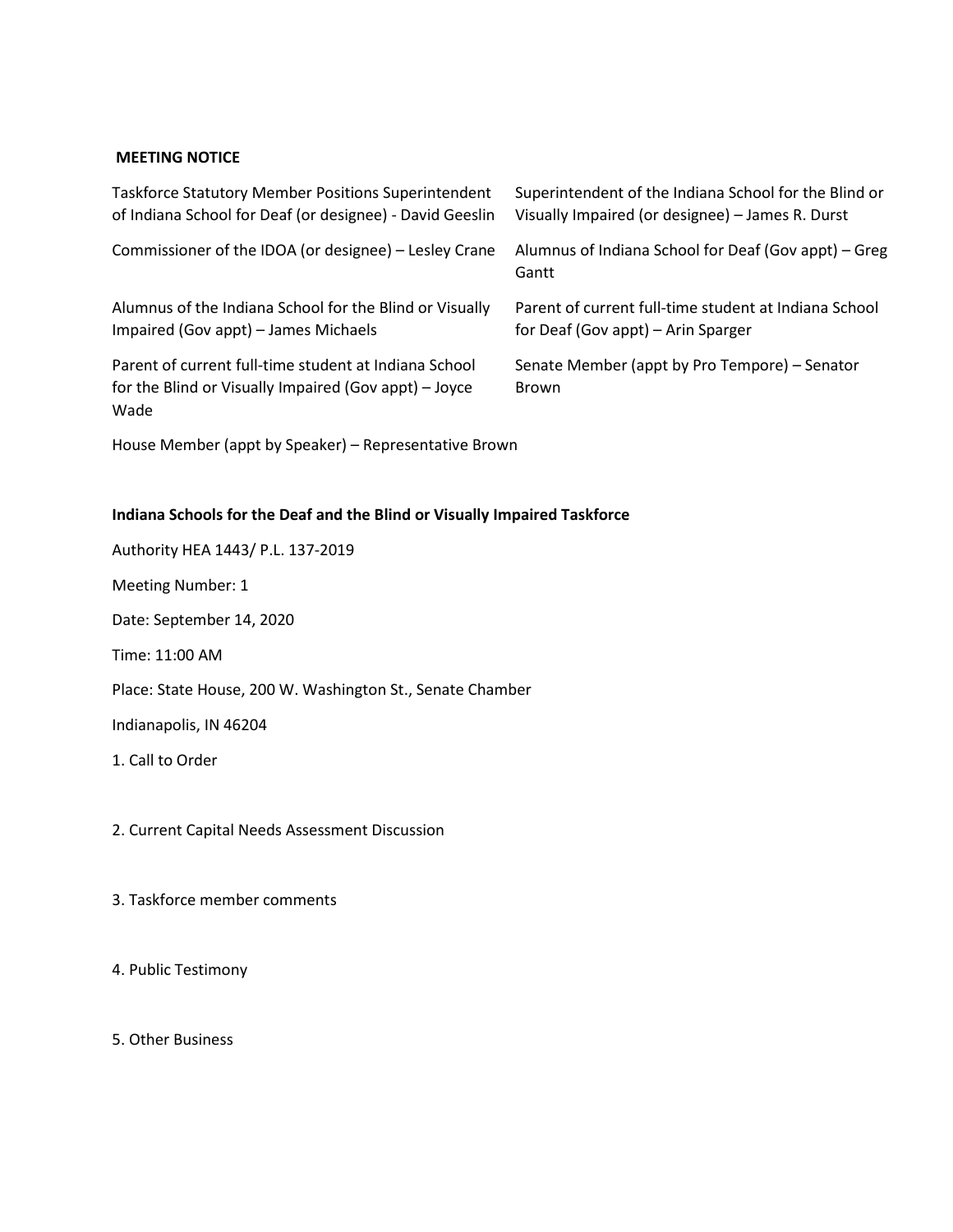**MEETING NOTICE**

Taskforce Statutory Member Positions Superintendent of Indiana School for Deaf (or designee) - David Geeslin

Superintendent of the Indiana School for the Blind or Visually Impaired (or designee) – James R. Durst

Commissioner of the IDOA (or designee) – Lesley Crane

Alumnus of Indiana School for Deaf (Gov appt) – Greg Gantt

Alumnus of the Indiana School for the Blind or Visually Impaired (Gov appt) – James Michaels

Parent of current full-time student at Indiana School for Deaf (Gov appt) – Arin Sparger

Parent of current full-time student at Indiana School for the Blind or Visually Impaired (Gov appt) – Joyce Wade

Senate Member (appt by Pro Tempore) – Senator Brown

House Member (appt by Speaker) – Representative Brown

**Indiana Schools for the Deaf and the Blind or Visually Impaired Taskforce**

Authority HEA 1443/ P.L. 137-2019

Meeting Number: 1

Date: September 14, 2020

Time: 11:00 AM

Place: State House, 200 W. Washington St., Senate Chamber

Indianapolis, IN 46204

1. Call to Order

2. Current Capital Needs Assessment Discussion

3. Taskforce member comments

4. Public Testimony

5. Other Business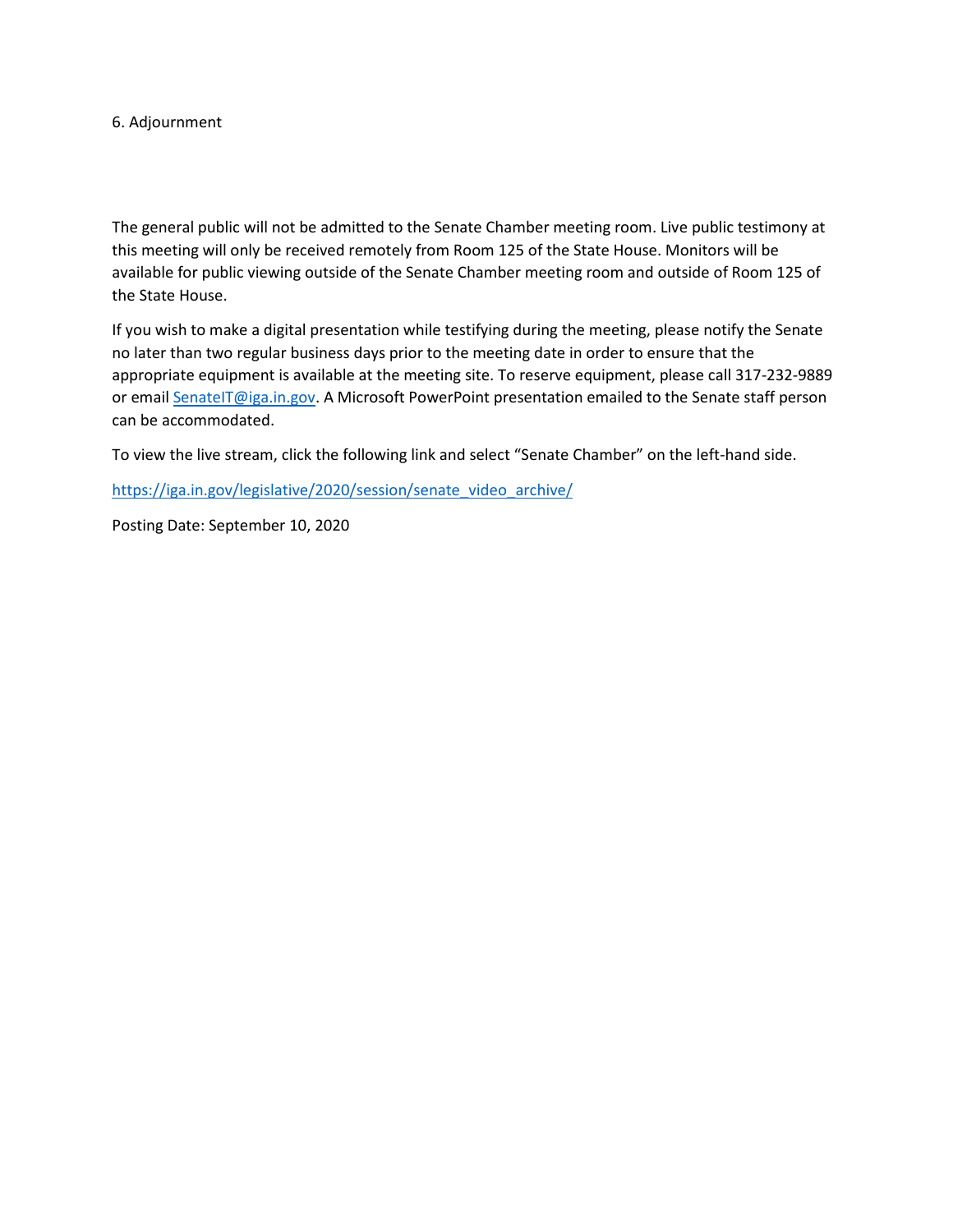6. Adjournment

The general public will not be admitted to the Senate Chamber meeting room. Live public testimony at this meeting will only be received remotely from Room 125 of the State House. Monitors will be available for public viewing outside of the Senate Chamber meeting room and outside of Room 125 of the State House.

If you wish to make a digital presentation while testifying during the meeting, please notify the Senate no later than two regular business days prior to the meeting date in order to ensure that the appropriate equipment is available at the meeting site. To reserve equipment, please call 317-232-9889 or email SenateIT@iga.in.gov. A Microsoft PowerPoint presentation emailed to the Senate staff person can be accommodated.

To view the live stream, click the following link and select "Senate Chamber" on the left-hand side.

https://iga.in.gov/legislative/2020/session/senate_video_archive/

Posting Date: September 10, 2020